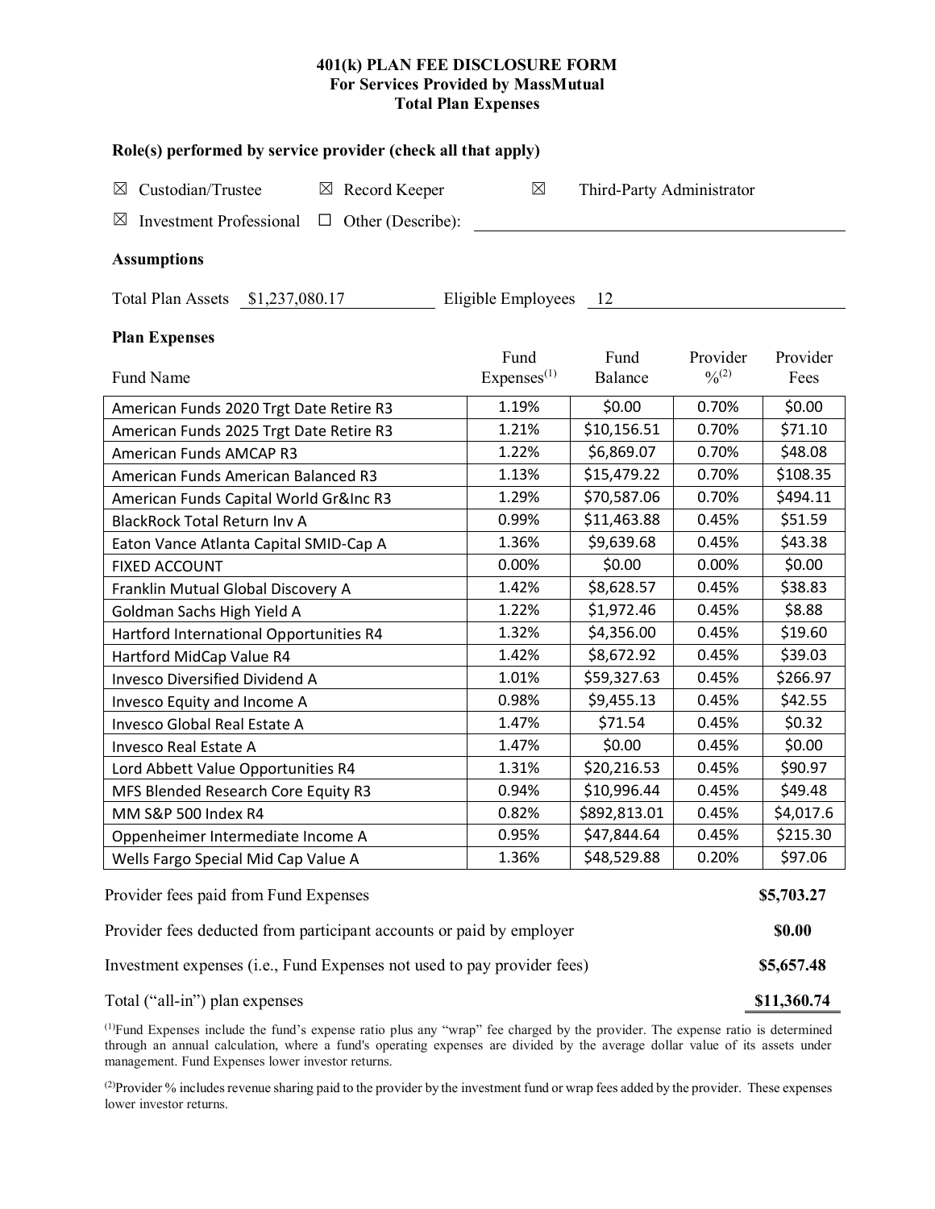**401(k) PLAN FEE DISCLOSURE FORM**
**For Services Provided by MassMutual**
**Total Plan Expenses**

### Role(s) performed by service provider (check all that apply)

☒ Custodian/Trustee ☒ Record Keeper ☒ Third-Party Administrator

☒ Investment Professional ☐ Other (Describe): \_\_\_\_\_\_\_\_\_\_\_\_

### Assumptions

Total Plan Assets $1,237,080.17 Eligible Employees 12

### Plan Expenses

| Fund Name | Fund Expenses[(1)] | Fund Balance | Provider %[(2)] | Provider Fees |
|---|---|---|---|---|
| American Funds 2020 Trgt Date Retire R3 | 1.19% | $0.00 | 0.70% | $0.00 |
| American Funds 2025 Trgt Date Retire R3 | 1.21% | $10,156.51 | 0.70% | $71.10 |
| American Funds AMCAP R3 | 1.22% | $6,869.07 | 0.70% | $48.08 |
| American Funds American Balanced R3 | 1.13% | $15,479.22 | 0.70% | $108.35 |
| American Funds Capital World Gr&Inc R3 | 1.29% | $70,587.06 | 0.70% | $494.11 |
| BlackRock Total Return Inv A | 0.99% | $11,463.88 | 0.45% | $51.59 |
| Eaton Vance Atlanta Capital SMID-Cap A | 1.36% | $9,639.68 | 0.45% | $43.38 |
| FIXED ACCOUNT | 0.00% | $0.00 | 0.00% | $0.00 |
| Franklin Mutual Global Discovery A | 1.42% | $8,628.57 | 0.45% | $38.83 |
| Goldman Sachs High Yield A | 1.22% | $1,972.46 | 0.45% | $8.88 |
| Hartford International Opportunities R4 | 1.32% | $4,356.00 | 0.45% | $19.60 |
| Hartford MidCap Value R4 | 1.42% | $8,672.92 | 0.45% | $39.03 |
| Invesco Diversified Dividend A | 1.01% | $59,327.63 | 0.45% | $266.97 |
| Invesco Equity and Income A | 0.98% | $9,455.13 | 0.45% | $42.55 |
| Invesco Global Real Estate A | 1.47% | $71.54 | 0.45% | $0.32 |
| Invesco Real Estate A | 1.47% | $0.00 | 0.45% | $0.00 |
| Lord Abbett Value Opportunities R4 | 1.31% | $20,216.53 | 0.45% | $90.97 |
| MFS Blended Research Core Equity R3 | 0.94% | $10,996.44 | 0.45% | $49.48 |
| MM S&P 500 Index R4 | 0.82% | $892,813.01 | 0.45% | $4,017.6 |
| Oppenheimer Intermediate Income A | 0.95% | $47,844.64 | 0.45% | $215.30 |
| Wells Fargo Special Mid Cap Value A | 1.36% | $48,529.88 | 0.20% | $97.06 |

| | |
|---|---|
| Provider fees paid from Fund Expenses | **$5,703.27** |
| Provider fees deducted from participant accounts or paid by employer | **$0.00** |
| Investment expenses (i.e., Fund Expenses not used to pay provider fees) | **$5,657.48** |
| Total ("all-in") plan expenses | **$11,360.74** |

[(1)]Fund Expenses include the fund's expense ratio plus any "wrap" fee charged by the provider. The expense ratio is determined through an annual calculation, where a fund's operating expenses are divided by the average dollar value of its assets under management. Fund Expenses lower investor returns.

[(2)]Provider % includes revenue sharing paid to the provider by the investment fund or wrap fees added by the provider. These expenses lower investor returns.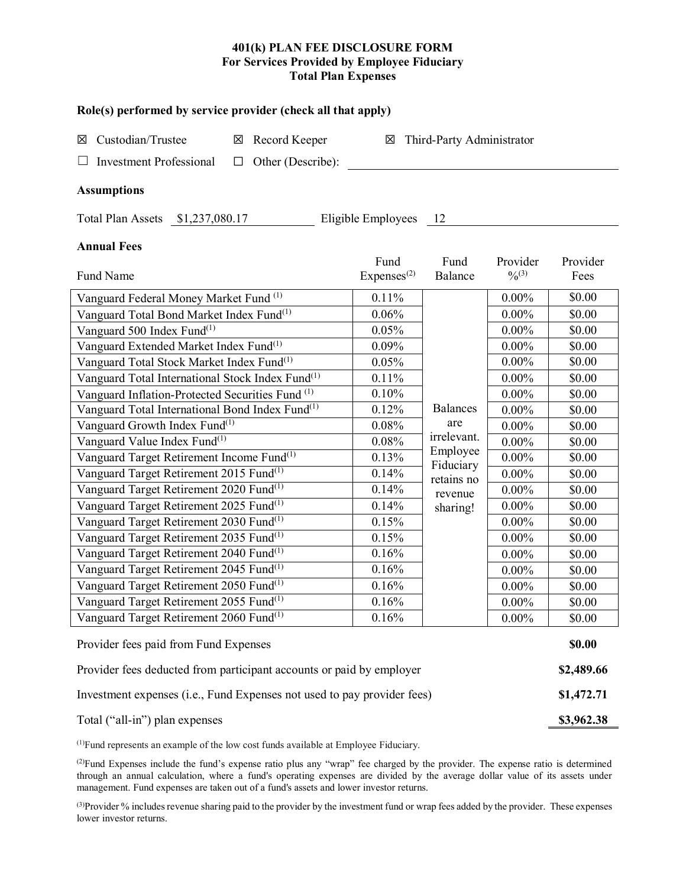**401(k) PLAN FEE DISCLOSURE FORM**
**For Services Provided by Employee Fiduciary**
**Total Plan Expenses**

**Role(s) performed by service provider (check all that apply)**

☒ Custodian/Trustee ☒ Record Keeper ☒ Third-Party Administrator

☐ Investment Professional ☐ Other (Describe): \_\_\_\_\_\_\_\_\_\_

**Assumptions**

Total Plan Assets $1,237,080.17 Eligible Employees 12

**Annual Fees**

| Fund Name | Fund Expenses[2] | Fund Balance | Provider %[3] | Provider Fees |
|---|---|---|---|---|
| Vanguard Federal Money Market Fund [1] | 0.11% | Balances are irrelevant. Employee Fiduciary retains no revenue sharing! | 0.00% | $0.00 |
| Vanguard Total Bond Market Index Fund[1] | 0.06% | | 0.00% | $0.00 |
| Vanguard 500 Index Fund[1] | 0.05% | | 0.00% | $0.00 |
| Vanguard Extended Market Index Fund[1] | 0.09% | | 0.00% | $0.00 |
| Vanguard Total Stock Market Index Fund[1] | 0.05% | | 0.00% | $0.00 |
| Vanguard Total International Stock Index Fund[1] | 0.11% | | 0.00% | $0.00 |
| Vanguard Inflation-Protected Securities Fund [1] | 0.10% | | 0.00% | $0.00 |
| Vanguard Total International Bond Index Fund[1] | 0.12% | | 0.00% | $0.00 |
| Vanguard Growth Index Fund[1] | 0.08% | | 0.00% | $0.00 |
| Vanguard Value Index Fund[1] | 0.08% | | 0.00% | $0.00 |
| Vanguard Target Retirement Income Fund[1] | 0.13% | | 0.00% | $0.00 |
| Vanguard Target Retirement 2015 Fund[1] | 0.14% | | 0.00% | $0.00 |
| Vanguard Target Retirement 2020 Fund[1] | 0.14% | | 0.00% | $0.00 |
| Vanguard Target Retirement 2025 Fund[1] | 0.14% | | 0.00% | $0.00 |
| Vanguard Target Retirement 2030 Fund[1] | 0.15% | | 0.00% | $0.00 |
| Vanguard Target Retirement 2035 Fund[1] | 0.15% | | 0.00% | $0.00 |
| Vanguard Target Retirement 2040 Fund[1] | 0.16% | | 0.00% | $0.00 |
| Vanguard Target Retirement 2045 Fund[1] | 0.16% | | 0.00% | $0.00 |
| Vanguard Target Retirement 2050 Fund[1] | 0.16% | | 0.00% | $0.00 |
| Vanguard Target Retirement 2055 Fund[1] | 0.16% | | 0.00% | $0.00 |
| Vanguard Target Retirement 2060 Fund[1] | 0.16% | | 0.00% | $0.00 |

| | |
|---|---|
| Provider fees paid from Fund Expenses | **$0.00** |
| Provider fees deducted from participant accounts or paid by employer | **$2,489.66** |
| Investment expenses (i.e., Fund Expenses not used to pay provider fees) | **$1,472.71** |
| Total ("all-in") plan expenses | **$3,962.38** |

[1]Fund represents an example of the low cost funds available at Employee Fiduciary.

[2]Fund Expenses include the fund's expense ratio plus any "wrap" fee charged by the provider. The expense ratio is determined through an annual calculation, where a fund's operating expenses are divided by the average dollar value of its assets under management. Fund expenses are taken out of a fund's assets and lower investor returns.

[3]Provider % includes revenue sharing paid to the provider by the investment fund or wrap fees added by the provider. These expenses lower investor returns.